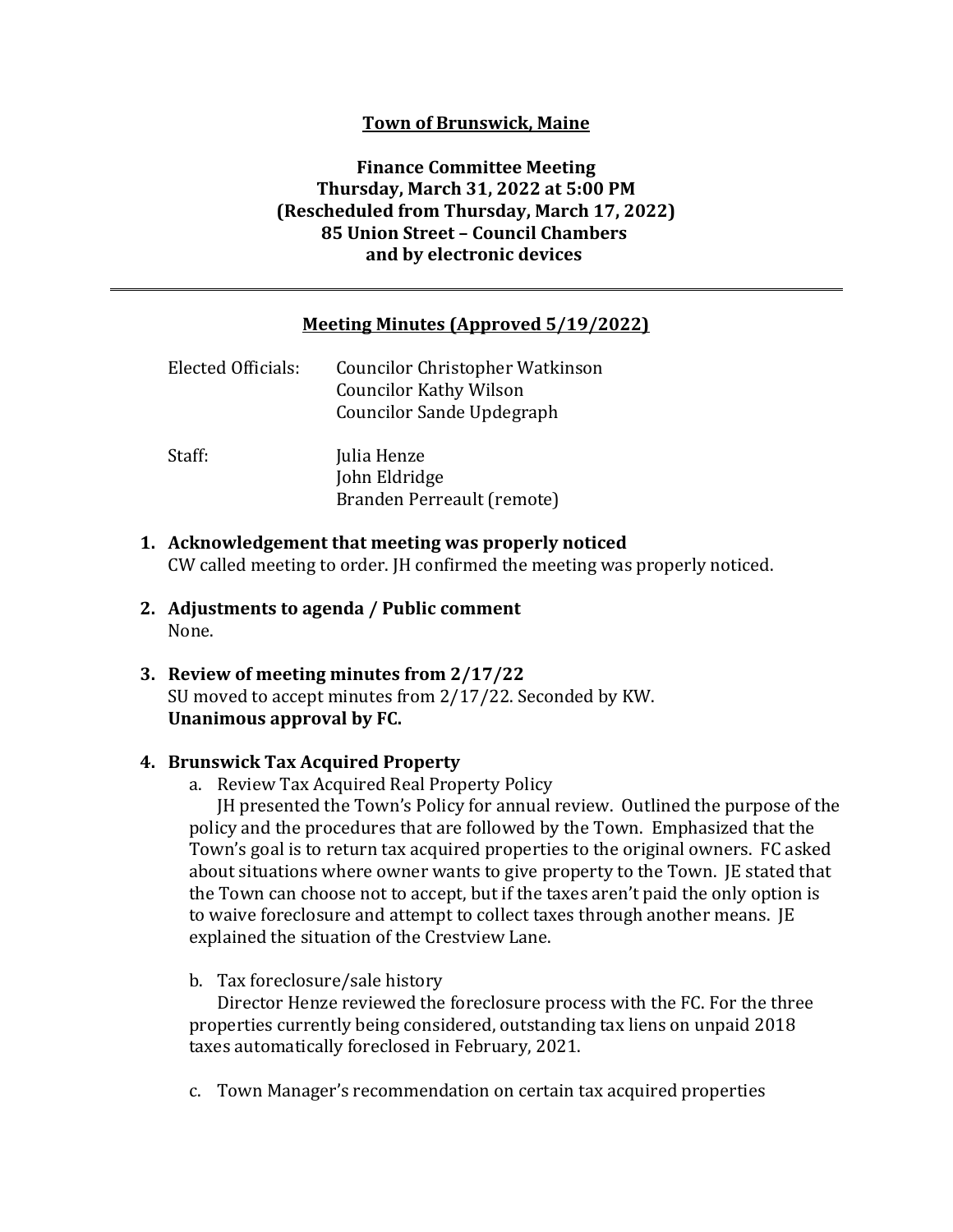# Town of Brunswick, Maine

**Finance Committee Meeting**
**Thursday, March 31, 2022 at 5:00 PM**
**(Rescheduled from Thursday, March 17, 2022)**
**85 Union Street – Council Chambers**
**and by electronic devices**

---

## Meeting Minutes (Approved 5/19/2022)

Elected Officials: Councilor Christopher Watkinson
Councilor Kathy Wilson
Councilor Sande Updegraph

Staff: Julia Henze
John Eldridge
Branden Perreault (remote)

1. **Acknowledgement that meeting was properly noticed**
   CW called meeting to order. JH confirmed the meeting was properly noticed.

2. **Adjustments to agenda / Public comment**
   None.

3. **Review of meeting minutes from 2/17/22**
   SU moved to accept minutes from 2/17/22. Seconded by KW.
   **Unanimous approval by FC.**

4. **Brunswick Tax Acquired Property**
   a. Review Tax Acquired Real Property Policy
      JH presented the Town's Policy for annual review. Outlined the purpose of the policy and the procedures that are followed by the Town. Emphasized that the Town's goal is to return tax acquired properties to the original owners. FC asked about situations where owner wants to give property to the Town. JE stated that the Town can choose not to accept, but if the taxes aren't paid the only option is to waive foreclosure and attempt to collect taxes through another means. JE explained the situation of the Crestview Lane.

   b. Tax foreclosure/sale history
      Director Henze reviewed the foreclosure process with the FC. For the three properties currently being considered, outstanding tax liens on unpaid 2018 taxes automatically foreclosed in February, 2021.

   c. Town Manager's recommendation on certain tax acquired properties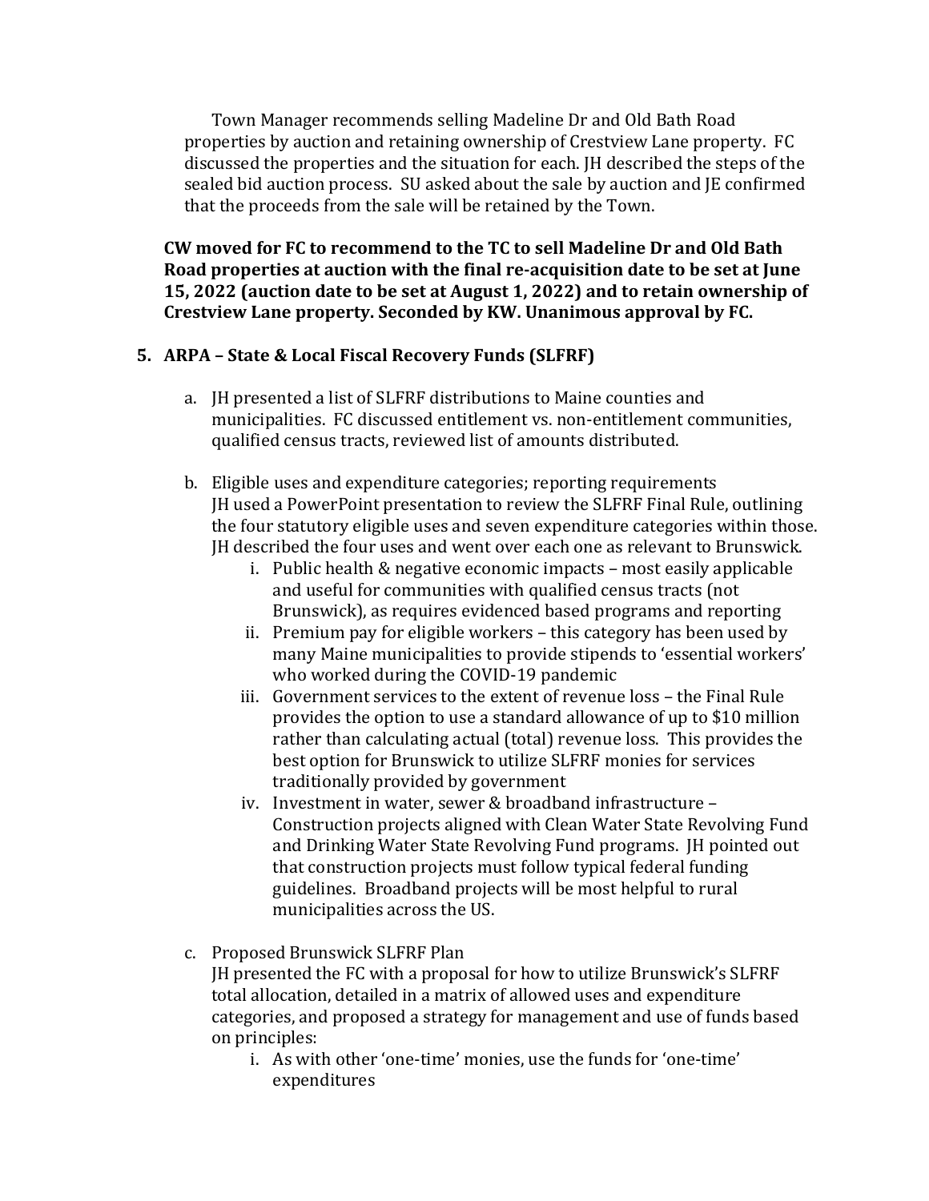Town Manager recommends selling Madeline Dr and Old Bath Road properties by auction and retaining ownership of Crestview Lane property. FC discussed the properties and the situation for each. JH described the steps of the sealed bid auction process. SU asked about the sale by auction and JE confirmed that the proceeds from the sale will be retained by the Town.

**CW moved for FC to recommend to the TC to sell Madeline Dr and Old Bath Road properties at auction with the final re-acquisition date to be set at June 15, 2022 (auction date to be set at August 1, 2022) and to retain ownership of Crestview Lane property. Seconded by KW. Unanimous approval by FC.**

5. **ARPA – State & Local Fiscal Recovery Funds (SLFRF)**

   a. JH presented a list of SLFRF distributions to Maine counties and municipalities. FC discussed entitlement vs. non-entitlement communities, qualified census tracts, reviewed list of amounts distributed.

   b. Eligible uses and expenditure categories; reporting requirements
   JH used a PowerPoint presentation to review the SLFRF Final Rule, outlining the four statutory eligible uses and seven expenditure categories within those. JH described the four uses and went over each one as relevant to Brunswick.
      i. Public health & negative economic impacts – most easily applicable and useful for communities with qualified census tracts (not Brunswick), as requires evidenced based programs and reporting
      ii. Premium pay for eligible workers – this category has been used by many Maine municipalities to provide stipends to 'essential workers' who worked during the COVID-19 pandemic
      iii. Government services to the extent of revenue loss – the Final Rule provides the option to use a standard allowance of up to $10 million rather than calculating actual (total) revenue loss. This provides the best option for Brunswick to utilize SLFRF monies for services traditionally provided by government
      iv. Investment in water, sewer & broadband infrastructure – Construction projects aligned with Clean Water State Revolving Fund and Drinking Water State Revolving Fund programs. JH pointed out that construction projects must follow typical federal funding guidelines. Broadband projects will be most helpful to rural municipalities across the US.

   c. Proposed Brunswick SLFRF Plan
   JH presented the FC with a proposal for how to utilize Brunswick's SLFRF total allocation, detailed in a matrix of allowed uses and expenditure categories, and proposed a strategy for management and use of funds based on principles:
      i. As with other 'one-time' monies, use the funds for 'one-time' expenditures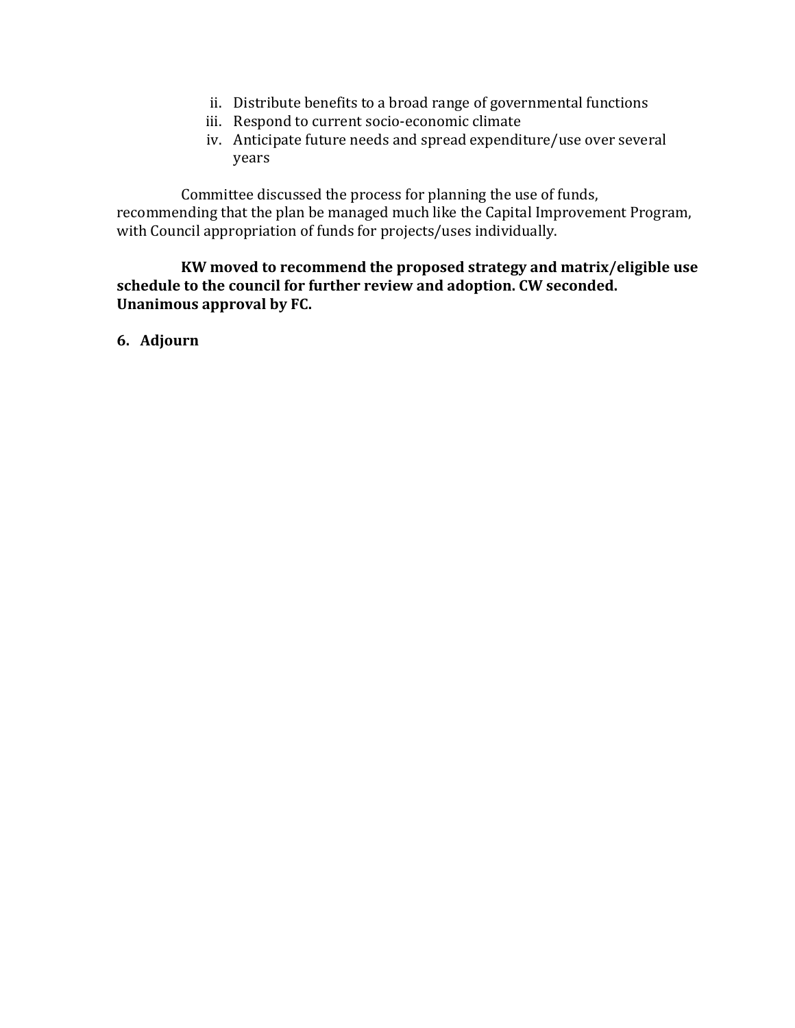ii. Distribute benefits to a broad range of governmental functions
iii. Respond to current socio-economic climate
iv. Anticipate future needs and spread expenditure/use over several years

Committee discussed the process for planning the use of funds, recommending that the plan be managed much like the Capital Improvement Program, with Council appropriation of funds for projects/uses individually.

**KW moved to recommend the proposed strategy and matrix/eligible use schedule to the council for further review and adoption. CW seconded. Unanimous approval by FC.**

**6. Adjourn**